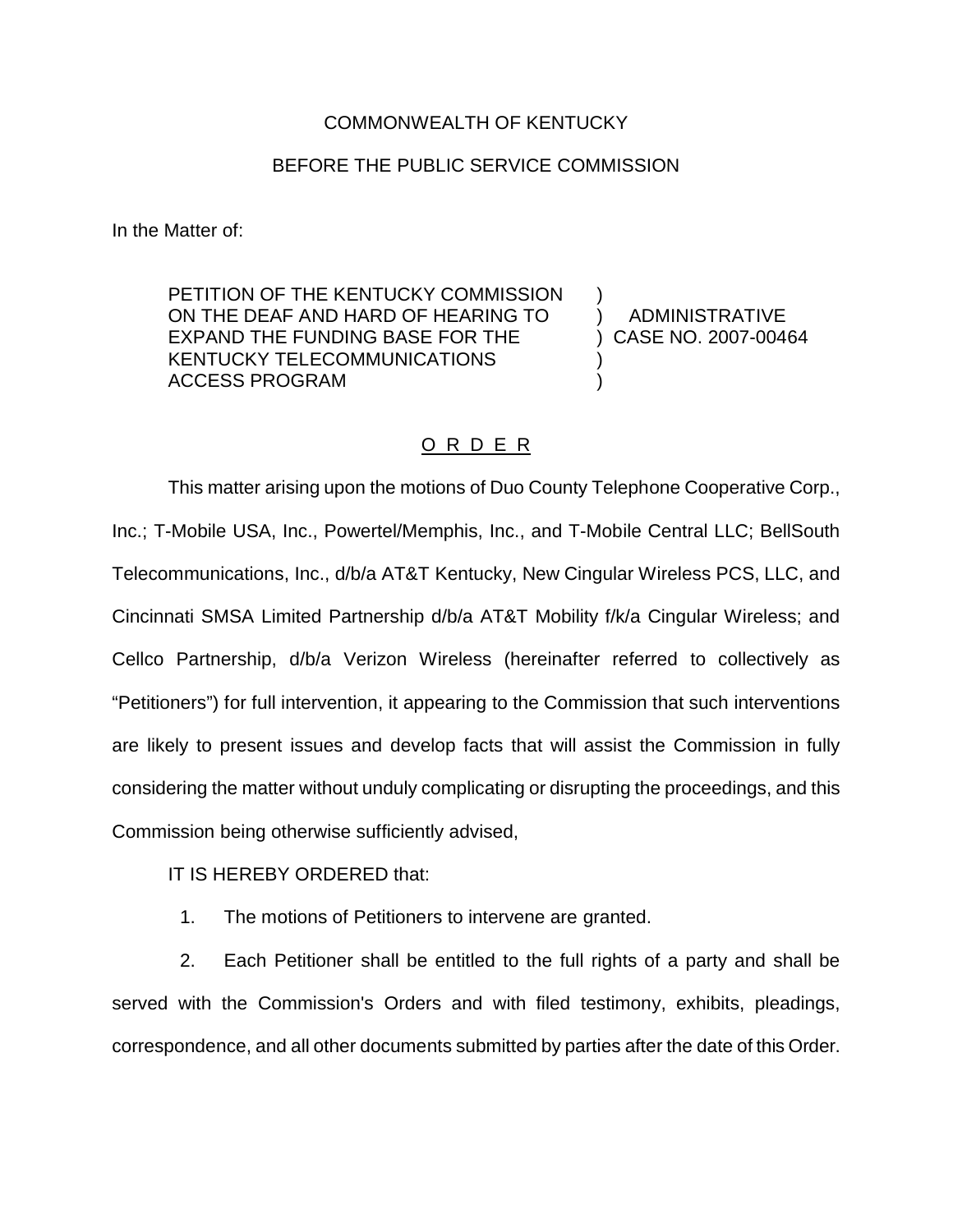COMMONWEALTH OF KENTUCKY

BEFORE THE PUBLIC SERVICE COMMISSION

In the Matter of:

| | | |
|---|---|---|
| PETITION OF THE KENTUCKY COMMISSION ON THE DEAF AND HARD OF HEARING TO EXPAND THE FUNDING BASE FOR THE KENTUCKY TELECOMMUNICATIONS ACCESS PROGRAM | ) ) ) ) ) | ADMINISTRATIVE CASE NO. 2007-00464 |

## O R D E R

This matter arising upon the motions of Duo County Telephone Cooperative Corp., Inc.; T-Mobile USA, Inc., Powertel/Memphis, Inc., and T-Mobile Central LLC; BellSouth Telecommunications, Inc., d/b/a AT&T Kentucky, New Cingular Wireless PCS, LLC, and Cincinnati SMSA Limited Partnership d/b/a AT&T Mobility f/k/a Cingular Wireless; and Cellco Partnership, d/b/a Verizon Wireless (hereinafter referred to collectively as "Petitioners") for full intervention, it appearing to the Commission that such interventions are likely to present issues and develop facts that will assist the Commission in fully considering the matter without unduly complicating or disrupting the proceedings, and this Commission being otherwise sufficiently advised,

IT IS HEREBY ORDERED that:

1. The motions of Petitioners to intervene are granted.

2. Each Petitioner shall be entitled to the full rights of a party and shall be served with the Commission's Orders and with filed testimony, exhibits, pleadings, correspondence, and all other documents submitted by parties after the date of this Order.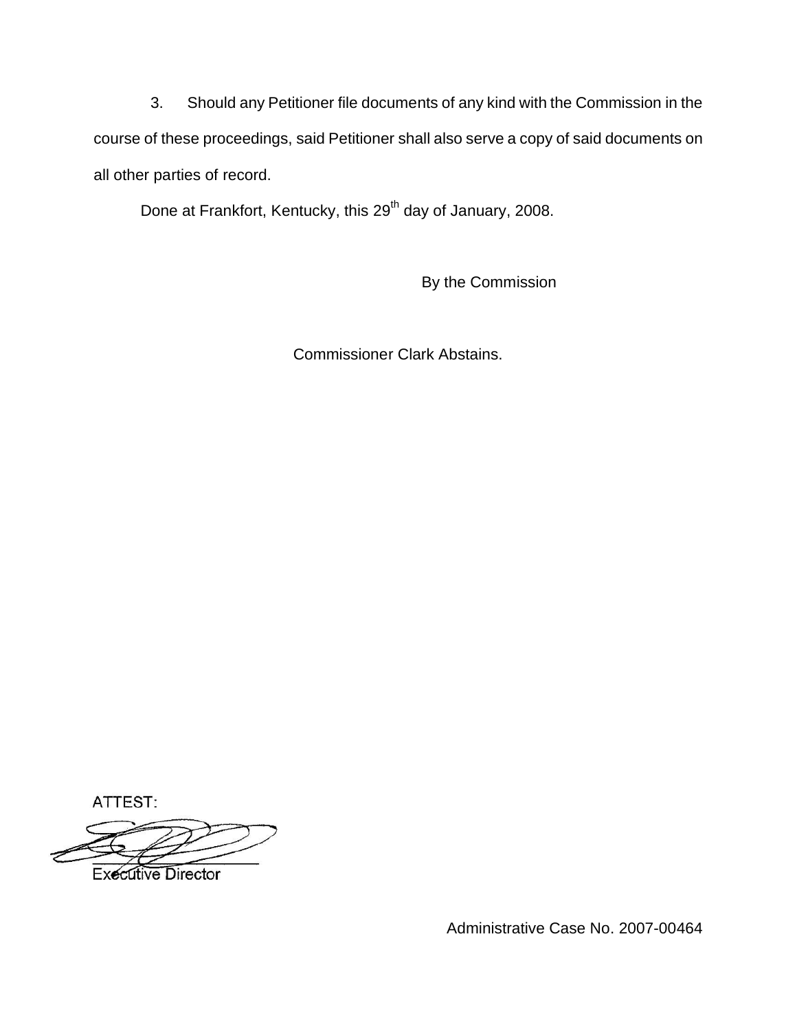3. Should any Petitioner file documents of any kind with the Commission in the course of these proceedings, said Petitioner shall also serve a copy of said documents on all other parties of record.

Done at Frankfort, Kentucky, this 29th day of January, 2008.

By the Commission

Commissioner Clark Abstains.

ATTEST:

Executive Director

Administrative Case No. 2007-00464